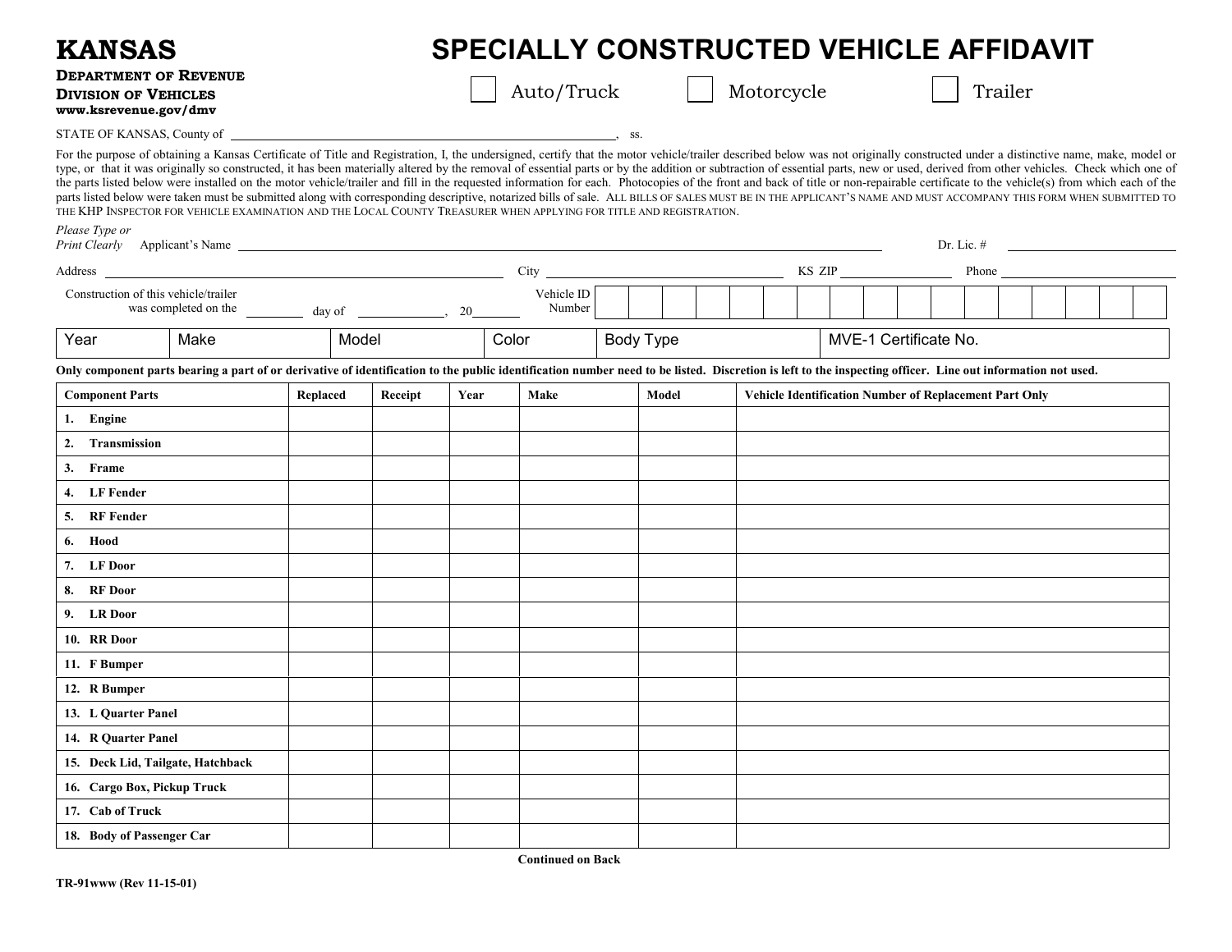# KANSAS

**DEPARTMENT OF REVENUE**
**DIVISION OF VEHICLES**
**www.ksrevenue.gov/dmv**

# SPECIALLY CONSTRUCTED VEHICLE AFFIDAVIT

☐ Auto/Truck ☐ Motorcycle ☐ Trailer

STATE OF KANSAS, County of ______________________________, ss.

For the purpose of obtaining a Kansas Certificate of Title and Registration, I, the undersigned, certify that the motor vehicle/trailer described below was not originally constructed under a distinctive name, make, model or type, or that it was originally so constructed, it has been materially altered by the removal of essential parts or by the addition or subtraction of essential parts, new or used, derived from other vehicles. Check which one of the parts listed below were installed on the motor vehicle/trailer and fill in the requested information for each. Photocopies of the front and back of title or non-repairable certificate to the vehicle(s) from which each of the parts listed below were taken must be submitted along with corresponding descriptive, notarized bills of sale. ALL BILLS OF SALES MUST BE IN THE APPLICANT'S NAME AND MUST ACCOMPANY THIS FORM WHEN SUBMITTED TO THE KHP INSPECTOR FOR VEHICLE EXAMINATION AND THE LOCAL COUNTY TREASURER WHEN APPLYING FOR TITLE AND REGISTRATION.

*Please Type or Print Clearly* Applicant's Name ______________________________ Dr. Lic. # ______________

Address ______________________________ City ______________ KS ZIP ______________ Phone ______________

Construction of this vehicle/trailer was completed on the ________ day of ______________, 20________

Vehicle ID Number | | | | | | | | | | | | | | | | | |

| Year | Make | Model | Color | Body Type | MVE-1 Certificate No. |
|---|---|---|---|---|---|
| | | | | | |

**Only component parts bearing a part of or derivative of identification to the public identification number need to be listed. Discretion is left to the inspecting officer. Line out information not used.**

| Component Parts | Replaced | Receipt | Year | Make | Model | Vehicle Identification Number of Replacement Part Only |
|---|---|---|---|---|---|---|
| 1. Engine | | | | | | |
| 2. Transmission | | | | | | |
| 3. Frame | | | | | | |
| 4. LF Fender | | | | | | |
| 5. RF Fender | | | | | | |
| 6. Hood | | | | | | |
| 7. LF Door | | | | | | |
| 8. RF Door | | | | | | |
| 9. LR Door | | | | | | |
| 10. RR Door | | | | | | |
| 11. F Bumper | | | | | | |
| 12. R Bumper | | | | | | |
| 13. L Quarter Panel | | | | | | |
| 14. R Quarter Panel | | | | | | |
| 15. Deck Lid, Tailgate, Hatchback | | | | | | |
| 16. Cargo Box, Pickup Truck | | | | | | |
| 17. Cab of Truck | | | | | | |
| 18. Body of Passenger Car | | | | | | |

**Continued on Back**

TR-91www (Rev 11-15-01)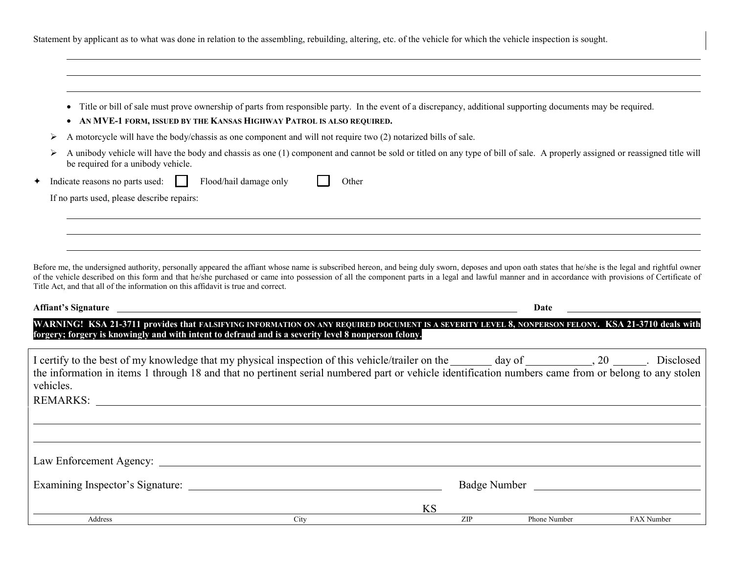Statement by applicant as to what was done in relation to the assembling, rebuilding, altering, etc. of the vehicle for which the vehicle inspection is sought.

_______________________________________________________________________________

_______________________________________________________________________________

_______________________________________________________________________________

- Title or bill of sale must prove ownership of parts from responsible party. In the event of a discrepancy, additional supporting documents may be required.
- **AN MVE-1 FORM, ISSUED BY THE KANSAS HIGHWAY PATROL IS ALSO REQUIRED.**

➢ A motorcycle will have the body/chassis as one component and will not require two (2) notarized bills of sale.

➢ A unibody vehicle will have the body and chassis as one (1) component and cannot be sold or titled on any type of bill of sale. A properly assigned or reassigned title will be required for a unibody vehicle.

✦ Indicate reasons no parts used: ☐ Flood/hail damage only ☐ Other

If no parts used, please describe repairs:

_______________________________________________________________________________

_______________________________________________________________________________

_______________________________________________________________________________

Before me, the undersigned authority, personally appeared the affiant whose name is subscribed hereon, and being duly sworn, deposes and upon oath states that he/she is the legal and rightful owner of the vehicle described on this form and that he/she purchased or came into possession of all the component parts in a legal and lawful manner and in accordance with provisions of Certificate of Title Act, and that all of the information on this affidavit is true and correct.

**Affiant's Signature** ______________________________________________ **Date** ____________________

**WARNING! KSA 21-3711 provides that FALSIFYING INFORMATION ON ANY REQUIRED DOCUMENT IS A SEVERITY LEVEL 8, NONPERSON FELONY. KSA 21-3710 deals with forgery; forgery is knowingly and with intent to defraud and is a severity level 8 nonperson felony.**

I certify to the best of my knowledge that my physical inspection of this vehicle/trailer on the _______ day of ___________, 20 ______. Disclosed the information in items 1 through 18 and that no pertinent serial numbered part or vehicle identification numbers came from or belong to any stolen vehicles.

REMARKS: _______________________________________________________________________

_______________________________________________________________________________

_______________________________________________________________________________

Law Enforcement Agency: _________________________________________________________

Examining Inspector's Signature: ___________________________________ Badge Number ____________________

| Address | City | KS | ZIP | Phone Number | FAX Number |
|---|---|---|---|---|---|
| | | | | | |